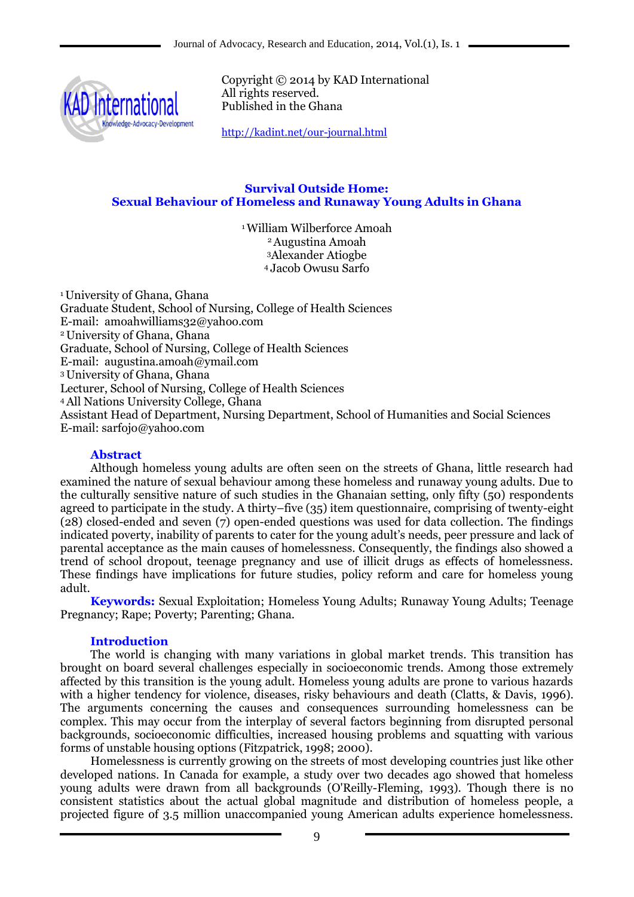Copyright © 2014 by KAD International
All rights reserved.
Published in the Ghana

http://kadint.net/our-journal.html

# Survival Outside Home: Sexual Behaviour of Homeless and Runaway Young Adults in Ghana

[1] William Wilberforce Amoah
[2] Augustina Amoah
[3] Alexander Atiogbe
[4] Jacob Owusu Sarfo

[1] University of Ghana, Ghana
Graduate Student, School of Nursing, College of Health Sciences
E-mail: amoahwilliams32@yahoo.com
[2] University of Ghana, Ghana
Graduate, School of Nursing, College of Health Sciences
E-mail: augustina.amoah@ymail.com
[3] University of Ghana, Ghana
Lecturer, School of Nursing, College of Health Sciences
[4] All Nations University College, Ghana
Assistant Head of Department, Nursing Department, School of Humanities and Social Sciences
E-mail: sarfojo@yahoo.com

## Abstract

Although homeless young adults are often seen on the streets of Ghana, little research had examined the nature of sexual behaviour among these homeless and runaway young adults. Due to the culturally sensitive nature of such studies in the Ghanaian setting, only fifty (50) respondents agreed to participate in the study. A thirty–five (35) item questionnaire, comprising of twenty-eight (28) closed-ended and seven (7) open-ended questions was used for data collection. The findings indicated poverty, inability of parents to cater for the young adult's needs, peer pressure and lack of parental acceptance as the main causes of homelessness. Consequently, the findings also showed a trend of school dropout, teenage pregnancy and use of illicit drugs as effects of homelessness. These findings have implications for future studies, policy reform and care for homeless young adult.

**Keywords:** Sexual Exploitation; Homeless Young Adults; Runaway Young Adults; Teenage Pregnancy; Rape; Poverty; Parenting; Ghana.

## Introduction

The world is changing with many variations in global market trends. This transition has brought on board several challenges especially in socioeconomic trends. Among those extremely affected by this transition is the young adult. Homeless young adults are prone to various hazards with a higher tendency for violence, diseases, risky behaviours and death (Clatts, & Davis, 1996). The arguments concerning the causes and consequences surrounding homelessness can be complex. This may occur from the interplay of several factors beginning from disrupted personal backgrounds, socioeconomic difficulties, increased housing problems and squatting with various forms of unstable housing options (Fitzpatrick, 1998; 2000).

Homelessness is currently growing on the streets of most developing countries just like other developed nations. In Canada for example, a study over two decades ago showed that homeless young adults were drawn from all backgrounds (O'Reilly-Fleming, 1993). Though there is no consistent statistics about the actual global magnitude and distribution of homeless people, a projected figure of 3.5 million unaccompanied young American adults experience homelessness.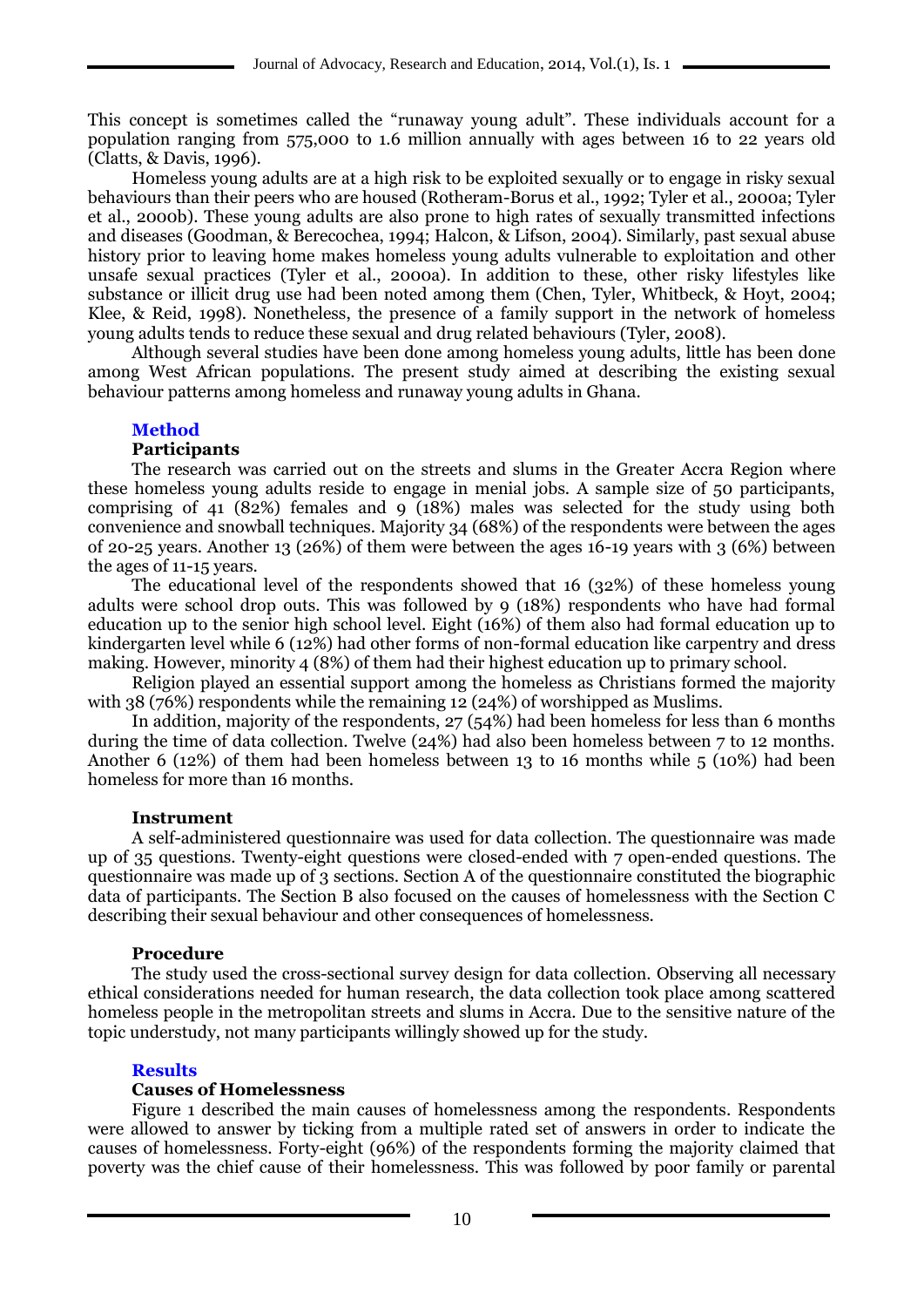This concept is sometimes called the "runaway young adult". These individuals account for a population ranging from 575,000 to 1.6 million annually with ages between 16 to 22 years old (Clatts, & Davis, 1996).

Homeless young adults are at a high risk to be exploited sexually or to engage in risky sexual behaviours than their peers who are housed (Rotheram-Borus et al., 1992; Tyler et al., 2000a; Tyler et al., 2000b). These young adults are also prone to high rates of sexually transmitted infections and diseases (Goodman, & Berecochea, 1994; Halcon, & Lifson, 2004). Similarly, past sexual abuse history prior to leaving home makes homeless young adults vulnerable to exploitation and other unsafe sexual practices (Tyler et al., 2000a). In addition to these, other risky lifestyles like substance or illicit drug use had been noted among them (Chen, Tyler, Whitbeck, & Hoyt, 2004; Klee, & Reid, 1998). Nonetheless, the presence of a family support in the network of homeless young adults tends to reduce these sexual and drug related behaviours (Tyler, 2008).

Although several studies have been done among homeless young adults, little has been done among West African populations. The present study aimed at describing the existing sexual behaviour patterns among homeless and runaway young adults in Ghana.

## Method

### Participants

The research was carried out on the streets and slums in the Greater Accra Region where these homeless young adults reside to engage in menial jobs. A sample size of 50 participants, comprising of 41 (82%) females and 9 (18%) males was selected for the study using both convenience and snowball techniques. Majority 34 (68%) of the respondents were between the ages of 20-25 years. Another 13 (26%) of them were between the ages 16-19 years with 3 (6%) between the ages of 11-15 years.

The educational level of the respondents showed that 16 (32%) of these homeless young adults were school drop outs. This was followed by 9 (18%) respondents who have had formal education up to the senior high school level. Eight (16%) of them also had formal education up to kindergarten level while 6 (12%) had other forms of non-formal education like carpentry and dress making. However, minority 4 (8%) of them had their highest education up to primary school.

Religion played an essential support among the homeless as Christians formed the majority with 38 (76%) respondents while the remaining 12 (24%) of worshipped as Muslims.

In addition, majority of the respondents, 27 (54%) had been homeless for less than 6 months during the time of data collection. Twelve (24%) had also been homeless between 7 to 12 months. Another 6 (12%) of them had been homeless between 13 to 16 months while 5 (10%) had been homeless for more than 16 months.

### Instrument

A self-administered questionnaire was used for data collection. The questionnaire was made up of 35 questions. Twenty-eight questions were closed-ended with 7 open-ended questions. The questionnaire was made up of 3 sections. Section A of the questionnaire constituted the biographic data of participants. The Section B also focused on the causes of homelessness with the Section C describing their sexual behaviour and other consequences of homelessness.

### Procedure

The study used the cross-sectional survey design for data collection. Observing all necessary ethical considerations needed for human research, the data collection took place among scattered homeless people in the metropolitan streets and slums in Accra. Due to the sensitive nature of the topic understudy, not many participants willingly showed up for the study.

## Results

### Causes of Homelessness

Figure 1 described the main causes of homelessness among the respondents. Respondents were allowed to answer by ticking from a multiple rated set of answers in order to indicate the causes of homelessness. Forty-eight (96%) of the respondents forming the majority claimed that poverty was the chief cause of their homelessness. This was followed by poor family or parental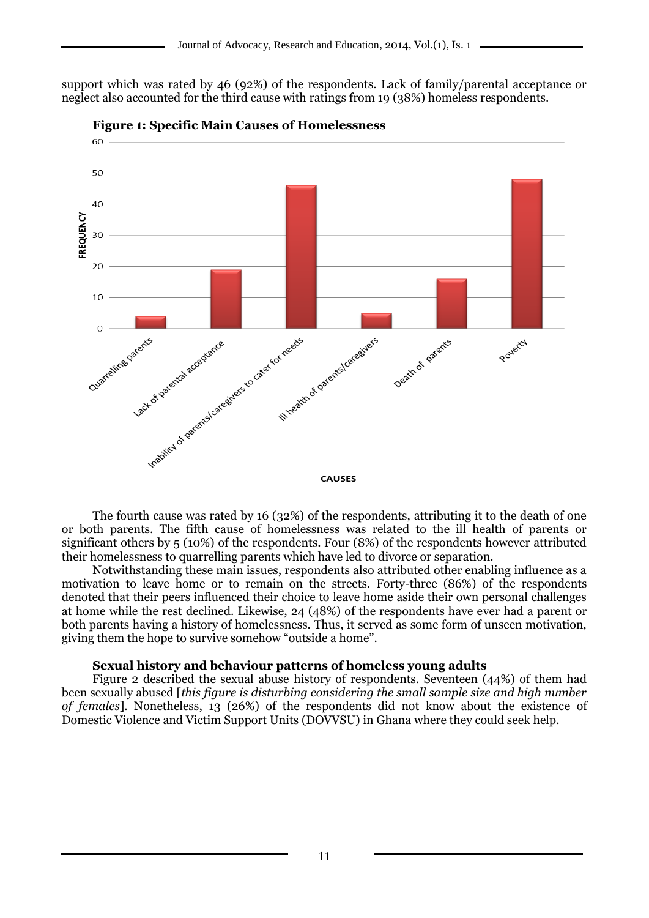support which was rated by 46 (92%) of the respondents. Lack of family/parental acceptance or neglect also accounted for the third cause with ratings from 19 (38%) homeless respondents.

**Figure 1: Specific Main Causes of Homelessness**

The fourth cause was rated by 16 (32%) of the respondents, attributing it to the death of one or both parents. The fifth cause of homelessness was related to the ill health of parents or significant others by 5 (10%) of the respondents. Four (8%) of the respondents however attributed their homelessness to quarrelling parents which have led to divorce or separation.

Notwithstanding these main issues, respondents also attributed other enabling influence as a motivation to leave home or to remain on the streets. Forty-three (86%) of the respondents denoted that their peers influenced their choice to leave home aside their own personal challenges at home while the rest declined. Likewise, 24 (48%) of the respondents have ever had a parent or both parents having a history of homelessness. Thus, it served as some form of unseen motivation, giving them the hope to survive somehow "outside a home".

### Sexual history and behaviour patterns of homeless young adults

Figure 2 described the sexual abuse history of respondents. Seventeen (44%) of them had been sexually abused [*this figure is disturbing considering the small sample size and high number of females*]. Nonetheless, 13 (26%) of the respondents did not know about the existence of Domestic Violence and Victim Support Units (DOVVSU) in Ghana where they could seek help.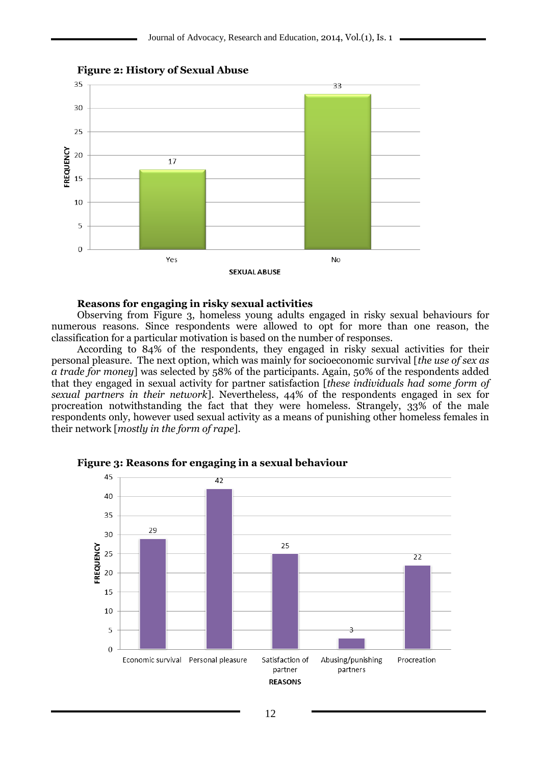**Figure 2: History of Sexual Abuse**

**Reasons for engaging in risky sexual activities**

Observing from Figure 3, homeless young adults engaged in risky sexual behaviours for numerous reasons. Since respondents were allowed to opt for more than one reason, the classification for a particular motivation is based on the number of responses.

According to 84% of the respondents, they engaged in risky sexual activities for their personal pleasure. The next option, which was mainly for socioeconomic survival [*the use of sex as a trade for money*] was selected by 58% of the participants. Again, 50% of the respondents added that they engaged in sexual activity for partner satisfaction [*these individuals had some form of sexual partners in their network*]. Nevertheless, 44% of the respondents engaged in sex for procreation notwithstanding the fact that they were homeless. Strangely, 33% of the male respondents only, however used sexual activity as a means of punishing other homeless females in their network [*mostly in the form of rape*].

**Figure 3: Reasons for engaging in a sexual behaviour**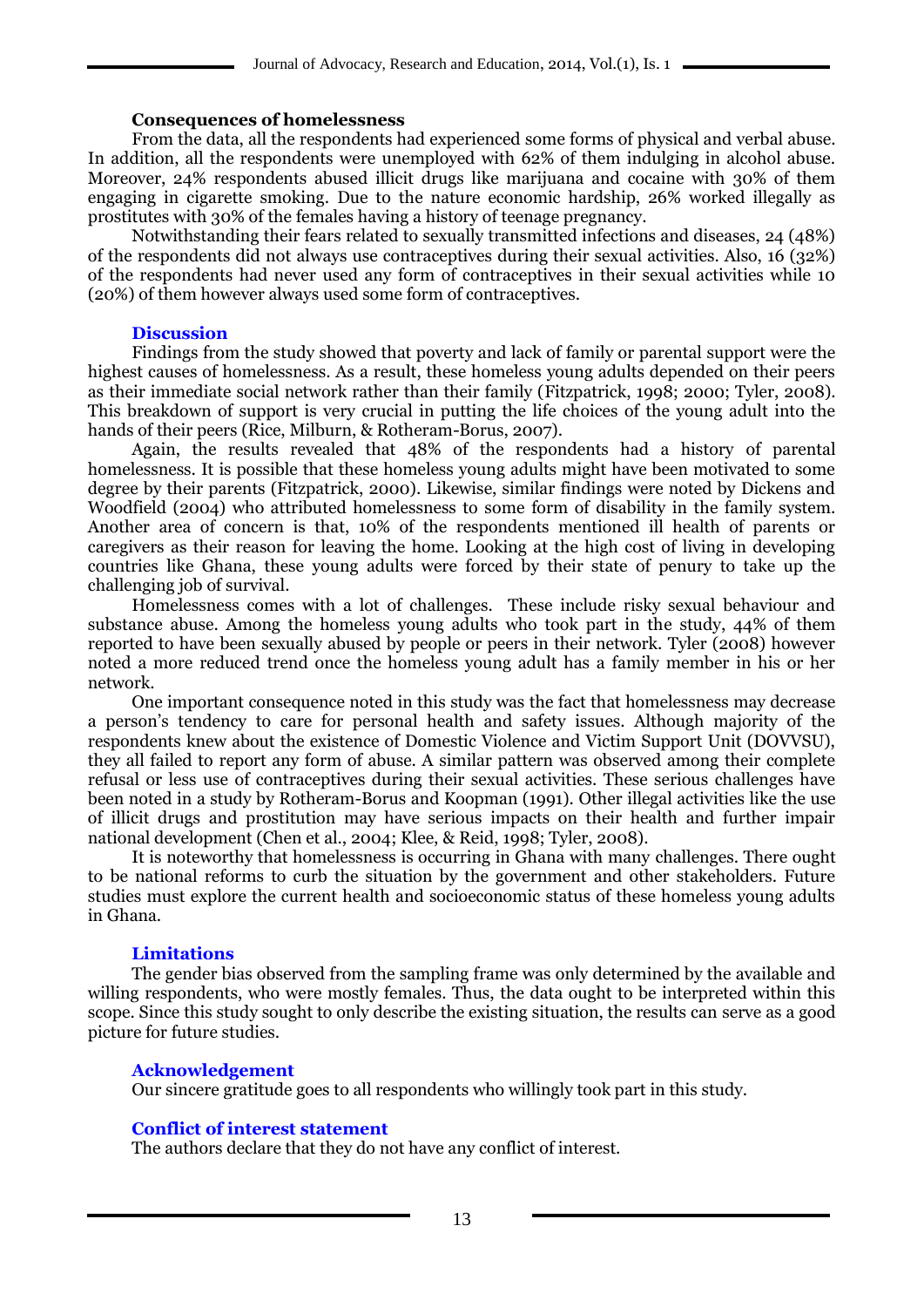### Consequences of homelessness

From the data, all the respondents had experienced some forms of physical and verbal abuse. In addition, all the respondents were unemployed with 62% of them indulging in alcohol abuse. Moreover, 24% respondents abused illicit drugs like marijuana and cocaine with 30% of them engaging in cigarette smoking. Due to the nature economic hardship, 26% worked illegally as prostitutes with 30% of the females having a history of teenage pregnancy.

Notwithstanding their fears related to sexually transmitted infections and diseases, 24 (48%) of the respondents did not always use contraceptives during their sexual activities. Also, 16 (32%) of the respondents had never used any form of contraceptives in their sexual activities while 10 (20%) of them however always used some form of contraceptives.

## Discussion

Findings from the study showed that poverty and lack of family or parental support were the highest causes of homelessness. As a result, these homeless young adults depended on their peers as their immediate social network rather than their family (Fitzpatrick, 1998; 2000; Tyler, 2008). This breakdown of support is very crucial in putting the life choices of the young adult into the hands of their peers (Rice, Milburn, & Rotheram-Borus, 2007).

Again, the results revealed that 48% of the respondents had a history of parental homelessness. It is possible that these homeless young adults might have been motivated to some degree by their parents (Fitzpatrick, 2000). Likewise, similar findings were noted by Dickens and Woodfield (2004) who attributed homelessness to some form of disability in the family system. Another area of concern is that, 10% of the respondents mentioned ill health of parents or caregivers as their reason for leaving the home. Looking at the high cost of living in developing countries like Ghana, these young adults were forced by their state of penury to take up the challenging job of survival.

Homelessness comes with a lot of challenges. These include risky sexual behaviour and substance abuse. Among the homeless young adults who took part in the study, 44% of them reported to have been sexually abused by people or peers in their network. Tyler (2008) however noted a more reduced trend once the homeless young adult has a family member in his or her network.

One important consequence noted in this study was the fact that homelessness may decrease a person's tendency to care for personal health and safety issues. Although majority of the respondents knew about the existence of Domestic Violence and Victim Support Unit (DOVVSU), they all failed to report any form of abuse. A similar pattern was observed among their complete refusal or less use of contraceptives during their sexual activities. These serious challenges have been noted in a study by Rotheram-Borus and Koopman (1991). Other illegal activities like the use of illicit drugs and prostitution may have serious impacts on their health and further impair national development (Chen et al., 2004; Klee, & Reid, 1998; Tyler, 2008).

It is noteworthy that homelessness is occurring in Ghana with many challenges. There ought to be national reforms to curb the situation by the government and other stakeholders. Future studies must explore the current health and socioeconomic status of these homeless young adults in Ghana.

## Limitations

The gender bias observed from the sampling frame was only determined by the available and willing respondents, who were mostly females. Thus, the data ought to be interpreted within this scope. Since this study sought to only describe the existing situation, the results can serve as a good picture for future studies.

## Acknowledgement

Our sincere gratitude goes to all respondents who willingly took part in this study.

## Conflict of interest statement

The authors declare that they do not have any conflict of interest.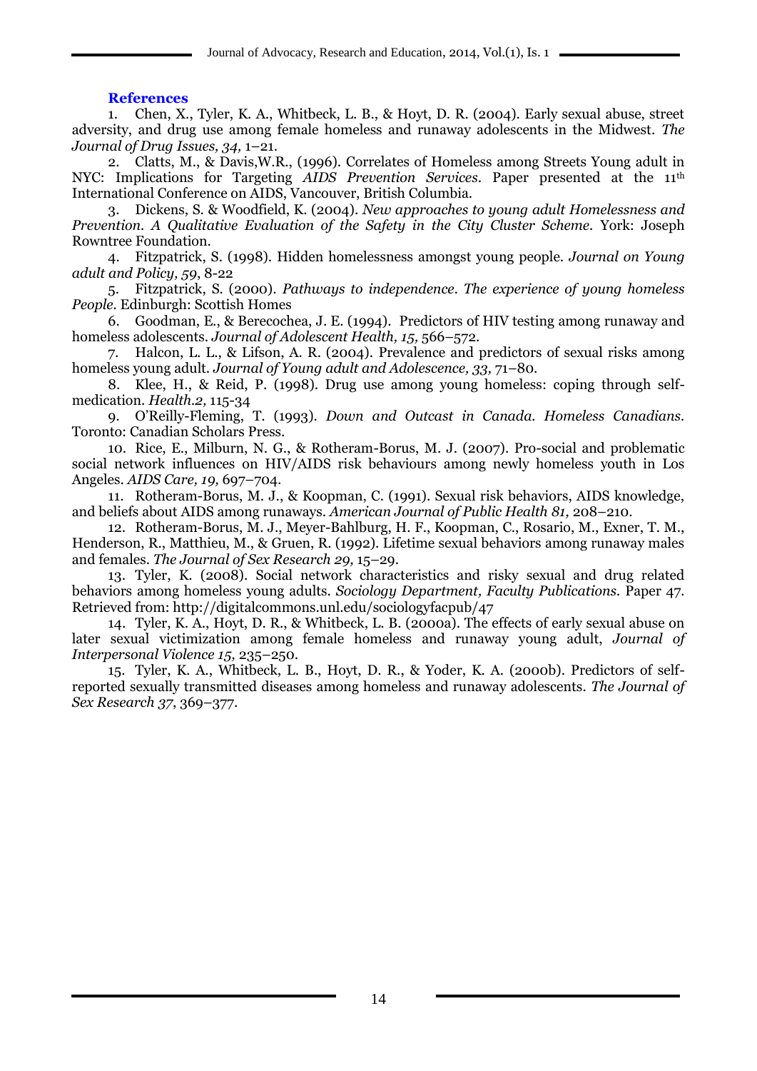## References

1. Chen, X., Tyler, K. A., Whitbeck, L. B., & Hoyt, D. R. (2004). Early sexual abuse, street adversity, and drug use among female homeless and runaway adolescents in the Midwest. *The Journal of Drug Issues, 34,* 1–21.
2. Clatts, M., & Davis,W.R., (1996). Correlates of Homeless among Streets Young adult in NYC: Implications for Targeting *AIDS Prevention Services*. Paper presented at the 11th International Conference on AIDS, Vancouver, British Columbia.
3. Dickens, S. & Woodfield, K. (2004). *New approaches to young adult Homelessness and Prevention. A Qualitative Evaluation of the Safety in the City Cluster Scheme*. York: Joseph Rowntree Foundation.
4. Fitzpatrick, S. (1998). Hidden homelessness amongst young people. *Journal on Young adult and Policy, 59*, 8-22
5. Fitzpatrick, S. (2000). *Pathways to independence. The experience of young homeless People.* Edinburgh: Scottish Homes
6. Goodman, E., & Berecochea, J. E. (1994). Predictors of HIV testing among runaway and homeless adolescents. *Journal of Adolescent Health, 15,* 566–572.
7. Halcon, L. L., & Lifson, A. R. (2004). Prevalence and predictors of sexual risks among homeless young adult. *Journal of Young adult and Adolescence, 33,* 71–80.
8. Klee, H., & Reid, P. (1998). Drug use among young homeless: coping through self-medication. *Health.2,* 115-34
9. O'Reilly-Fleming, T. (1993). *Down and Outcast in Canada. Homeless Canadians.* Toronto: Canadian Scholars Press.
10. Rice, E., Milburn, N. G., & Rotheram-Borus, M. J. (2007). Pro-social and problematic social network influences on HIV/AIDS risk behaviours among newly homeless youth in Los Angeles. *AIDS Care, 19,* 697–704.
11. Rotheram-Borus, M. J., & Koopman, C. (1991). Sexual risk behaviors, AIDS knowledge, and beliefs about AIDS among runaways. *American Journal of Public Health 81,* 208–210.
12. Rotheram-Borus, M. J., Meyer-Bahlburg, H. F., Koopman, C., Rosario, M., Exner, T. M., Henderson, R., Matthieu, M., & Gruen, R. (1992). Lifetime sexual behaviors among runaway males and females. *The Journal of Sex Research 29,* 15–29.
13. Tyler, K. (2008). Social network characteristics and risky sexual and drug related behaviors among homeless young adults. *Sociology Department, Faculty Publications.* Paper 47. Retrieved from: http://digitalcommons.unl.edu/sociologyfacpub/47
14. Tyler, K. A., Hoyt, D. R., & Whitbeck, L. B. (2000a). The effects of early sexual abuse on later sexual victimization among female homeless and runaway young adult, *Journal of Interpersonal Violence 15,* 235–250.
15. Tyler, K. A., Whitbeck, L. B., Hoyt, D. R., & Yoder, K. A. (2000b). Predictors of self-reported sexually transmitted diseases among homeless and runaway adolescents. *The Journal of Sex Research 37*, 369–377.